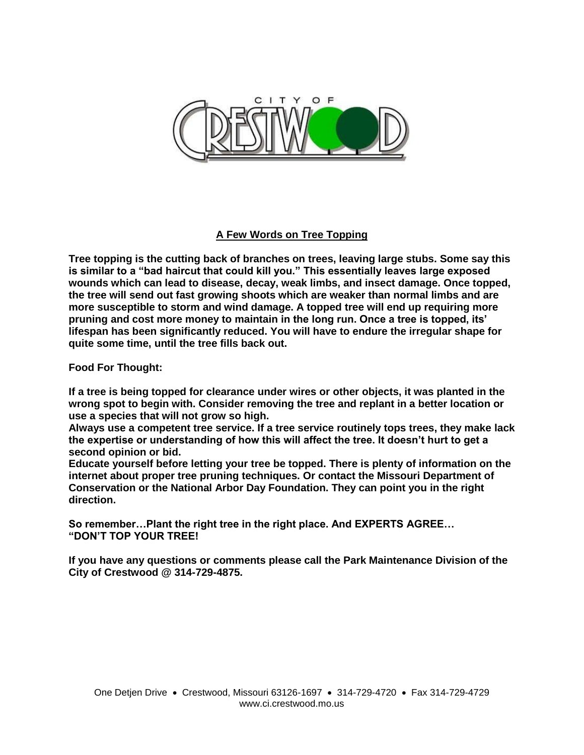CITY OF CRESTWOOD

## A Few Words on Tree Topping

**Tree topping is the cutting back of branches on trees, leaving large stubs. Some say this is similar to a "bad haircut that could kill you." This essentially leaves large exposed wounds which can lead to disease, decay, weak limbs, and insect damage. Once topped, the tree will send out fast growing shoots which are weaker than normal limbs and are more susceptible to storm and wind damage. A topped tree will end up requiring more pruning and cost more money to maintain in the long run. Once a tree is topped, its' lifespan has been significantly reduced. You will have to endure the irregular shape for quite some time, until the tree fills back out.**

**Food For Thought:**

**If a tree is being topped for clearance under wires or other objects, it was planted in the wrong spot to begin with. Consider removing the tree and replant in a better location or use a species that will not grow so high.**

**Always use a competent tree service. If a tree service routinely tops trees, they make lack the expertise or understanding of how this will affect the tree. It doesn't hurt to get a second opinion or bid.**

**Educate yourself before letting your tree be topped. There is plenty of information on the internet about proper tree pruning techniques. Or contact the Missouri Department of Conservation or the National Arbor Day Foundation. They can point you in the right direction.**

**So remember…Plant the right tree in the right place. And EXPERTS AGREE… "DON'T TOP YOUR TREE!**

**If you have any questions or comments please call the Park Maintenance Division of the City of Crestwood @ 314-729-4875.**

One Detjen Drive • Crestwood, Missouri 63126-1697 • 314-729-4720 • Fax 314-729-4729
www.ci.crestwood.mo.us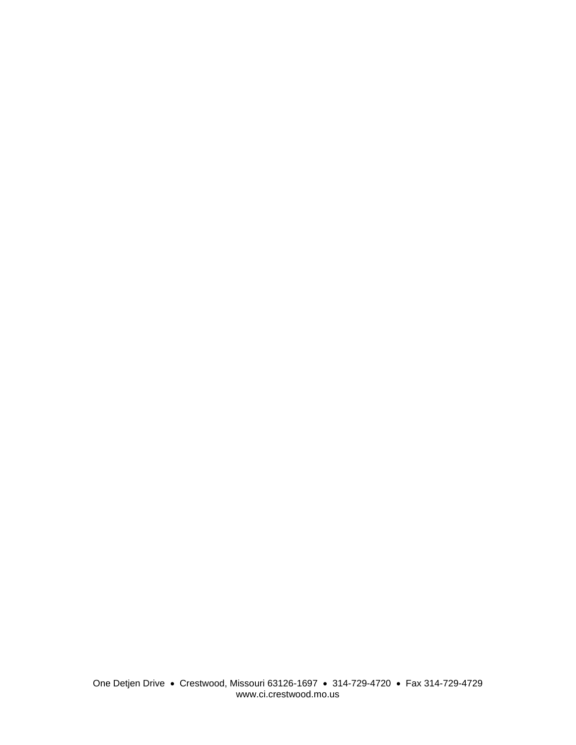One Detjen Drive • Crestwood, Missouri 63126-1697 • 314-729-4720 • Fax 314-729-4729
www.ci.crestwood.mo.us